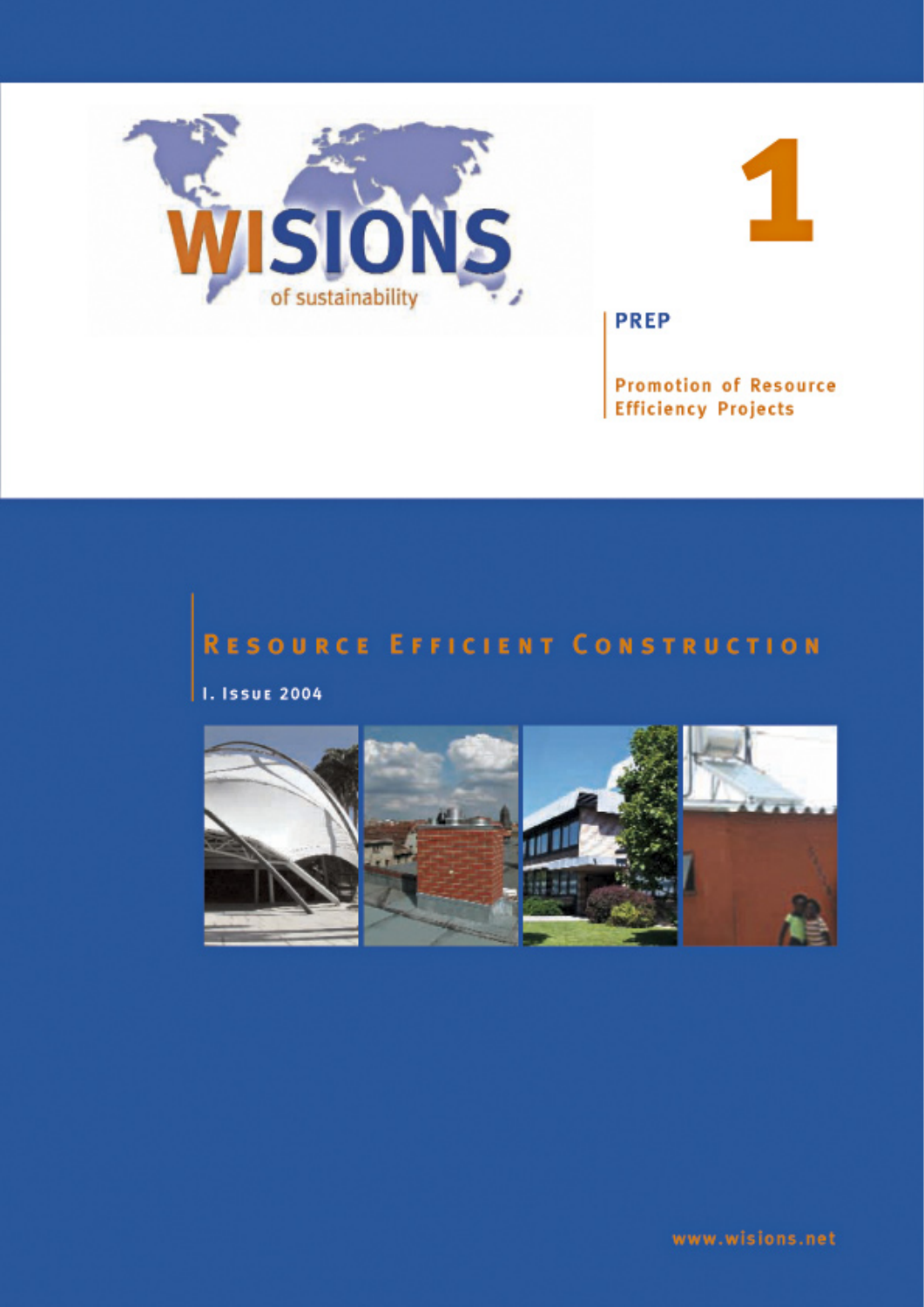# WISIONS

of sustainability

1

**PREP**

**Promotion of Resource Efficiency Projects**

## Resource Efficient Construction

I. Issue 2004

www.wisions.net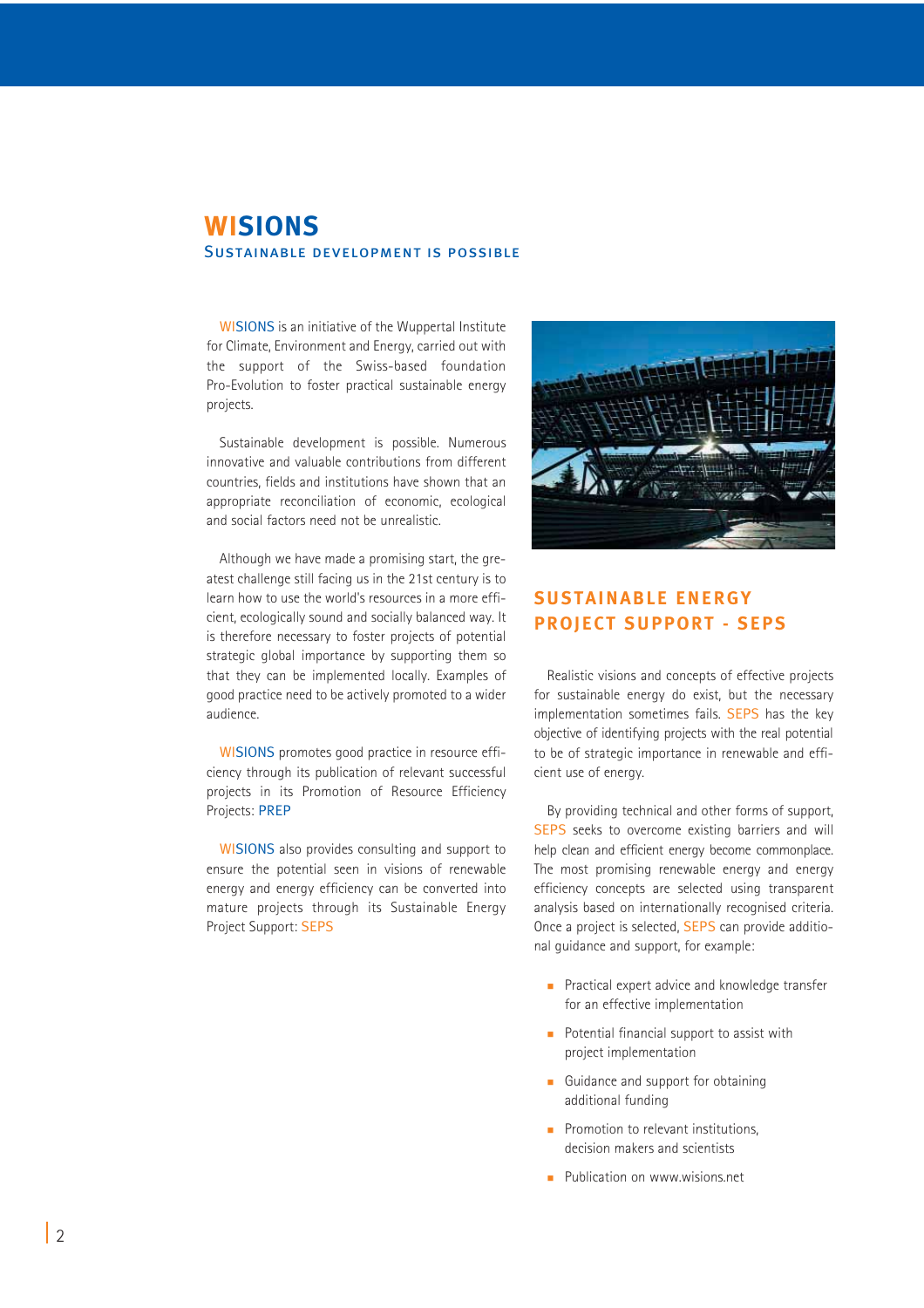# WISIONS

## Sustainable development is possible

WISIONS is an initiative of the Wuppertal Institute for Climate, Environment and Energy, carried out with the support of the Swiss-based foundation Pro-Evolution to foster practical sustainable energy projects.

Sustainable development is possible. Numerous innovative and valuable contributions from different countries, fields and institutions have shown that an appropriate reconciliation of economic, ecological and social factors need not be unrealistic.

Although we have made a promising start, the greatest challenge still facing us in the 21st century is to learn how to use the world's resources in a more efficient, ecologically sound and socially balanced way. It is therefore necessary to foster projects of potential strategic global importance by supporting them so that they can be implemented locally. Examples of good practice need to be actively promoted to a wider audience.

WISIONS promotes good practice in resource efficiency through its publication of relevant successful projects in its Promotion of Resource Efficiency Projects: PREP

WISIONS also provides consulting and support to ensure the potential seen in visions of renewable energy and energy efficiency can be converted into mature projects through its Sustainable Energy Project Support: SEPS

## Sustainable Energy Project Support - SEPS

Realistic visions and concepts of effective projects for sustainable energy do exist, but the necessary implementation sometimes fails. SEPS has the key objective of identifying projects with the real potential to be of strategic importance in renewable and efficient use of energy.

By providing technical and other forms of support, SEPS seeks to overcome existing barriers and will help clean and efficient energy become commonplace. The most promising renewable energy and energy efficiency concepts are selected using transparent analysis based on internationally recognised criteria. Once a project is selected, SEPS can provide additional guidance and support, for example:

- Practical expert advice and knowledge transfer for an effective implementation
- Potential financial support to assist with project implementation
- Guidance and support for obtaining additional funding
- Promotion to relevant institutions, decision makers and scientists
- Publication on www.wisions.net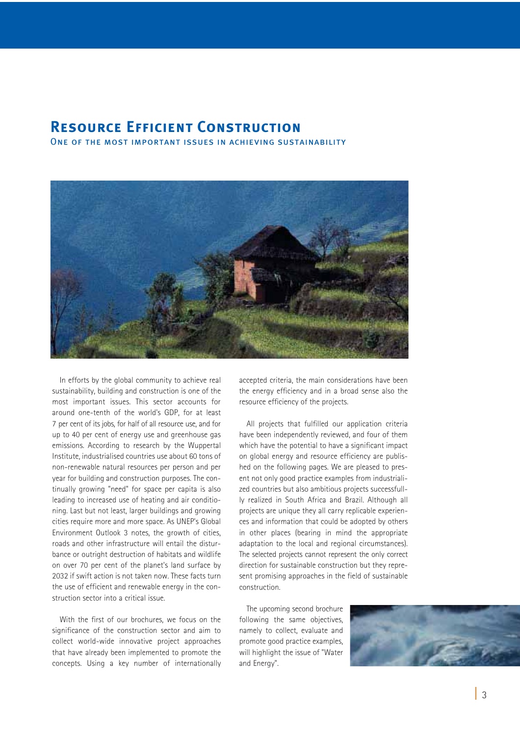# Resource Efficient Construction

## One of the most important issues in achieving sustainability

In efforts by the global community to achieve real sustainability, building and construction is one of the most important issues. This sector accounts for around one-tenth of the world's GDP, for at least 7 per cent of its jobs, for half of all resource use, and for up to 40 per cent of energy use and greenhouse gas emissions. According to research by the Wuppertal Institute, industrialised countries use about 60 tons of non-renewable natural resources per person and per year for building and construction purposes. The continually growing "need" for space per capita is also leading to increased use of heating and air conditioning. Last but not least, larger buildings and growing cities require more and more space. As UNEP's Global Environment Outlook 3 notes, the growth of cities, roads and other infrastructure will entail the disturbance or outright destruction of habitats and wildlife on over 70 per cent of the planet's land surface by 2032 if swift action is not taken now. These facts turn the use of efficient and renewable energy in the construction sector into a critical issue.

With the first of our brochures, we focus on the significance of the construction sector and aim to collect world-wide innovative project approaches that have already been implemented to promote the concepts. Using a key number of internationally accepted criteria, the main considerations have been the energy efficiency and in a broad sense also the resource efficiency of the projects.

All projects that fulfilled our application criteria have been independently reviewed, and four of them which have the potential to have a significant impact on global energy and resource efficiency are published on the following pages. We are pleased to present not only good practice examples from industrialized countries but also ambitious projects successfully realized in South Africa and Brazil. Although all projects are unique they all carry replicable experiences and information that could be adopted by others in other places (bearing in mind the appropriate adaptation to the local and regional circumstances). The selected projects cannot represent the only correct direction for sustainable construction but they represent promising approaches in the field of sustainable construction.

The upcoming second brochure following the same objectives, namely to collect, evaluate and promote good practice examples, will highlight the issue of "Water and Energy".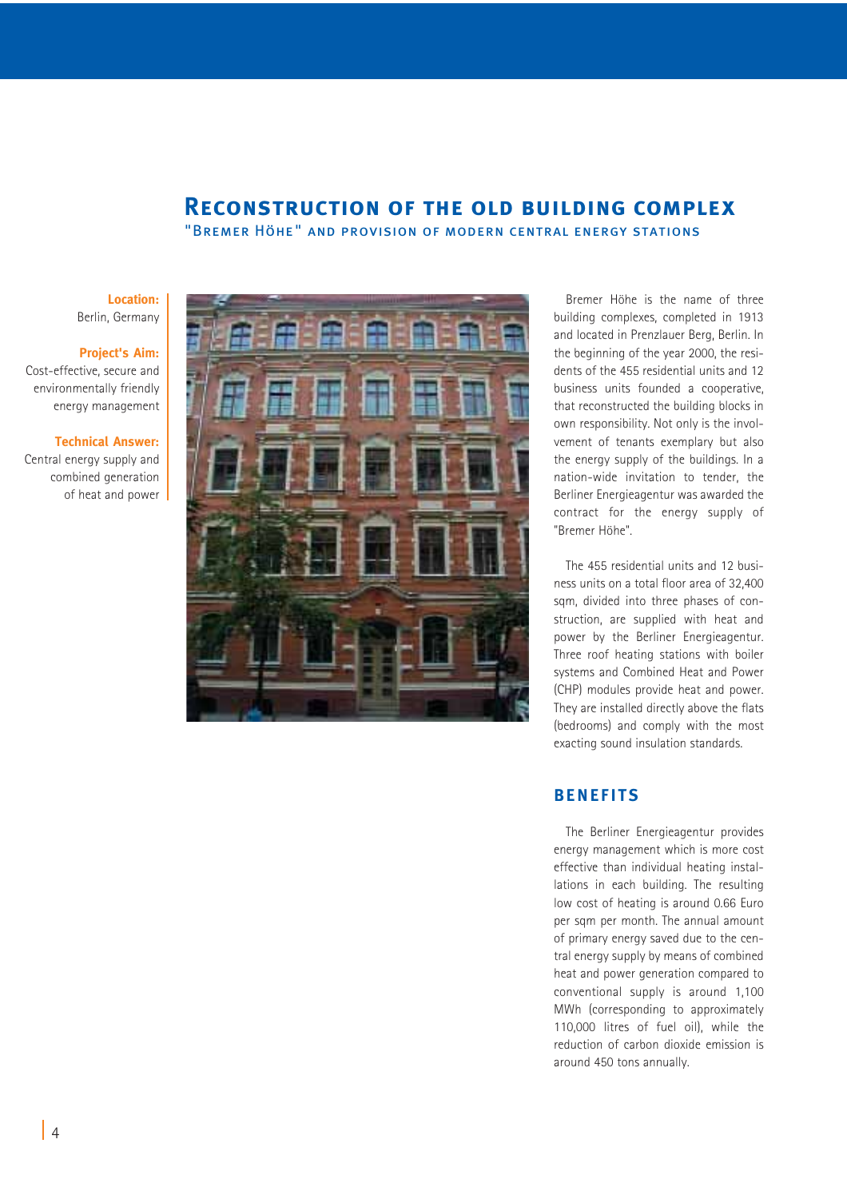# Reconstruction of the old building complex

## "Bremer Höhe" and provision of modern central energy stations

**Location:**
Berlin, Germany

**Project's Aim:**
Cost-effective, secure and environmentally friendly energy management

**Technical Answer:**
Central energy supply and combined generation of heat and power

Bremer Höhe is the name of three building complexes, completed in 1913 and located in Prenzlauer Berg, Berlin. In the beginning of the year 2000, the residents of the 455 residential units and 12 business units founded a cooperative, that reconstructed the building blocks in own responsibility. Not only is the involvement of tenants exemplary but also the energy supply of the buildings. In a nation-wide invitation to tender, the Berliner Energieagentur was awarded the contract for the energy supply of "Bremer Höhe".

The 455 residential units and 12 business units on a total floor area of 32,400 sqm, divided into three phases of construction, are supplied with heat and power by the Berliner Energieagentur. Three roof heating stations with boiler systems and Combined Heat and Power (CHP) modules provide heat and power. They are installed directly above the flats (bedrooms) and comply with the most exacting sound insulation standards.

## BENEFITS

The Berliner Energieagentur provides energy management which is more cost effective than individual heating installations in each building. The resulting low cost of heating is around 0.66 Euro per sqm per month. The annual amount of primary energy saved due to the central energy supply by means of combined heat and power generation compared to conventional supply is around 1,100 MWh (corresponding to approximately 110,000 litres of fuel oil), while the reduction of carbon dioxide emission is around 450 tons annually.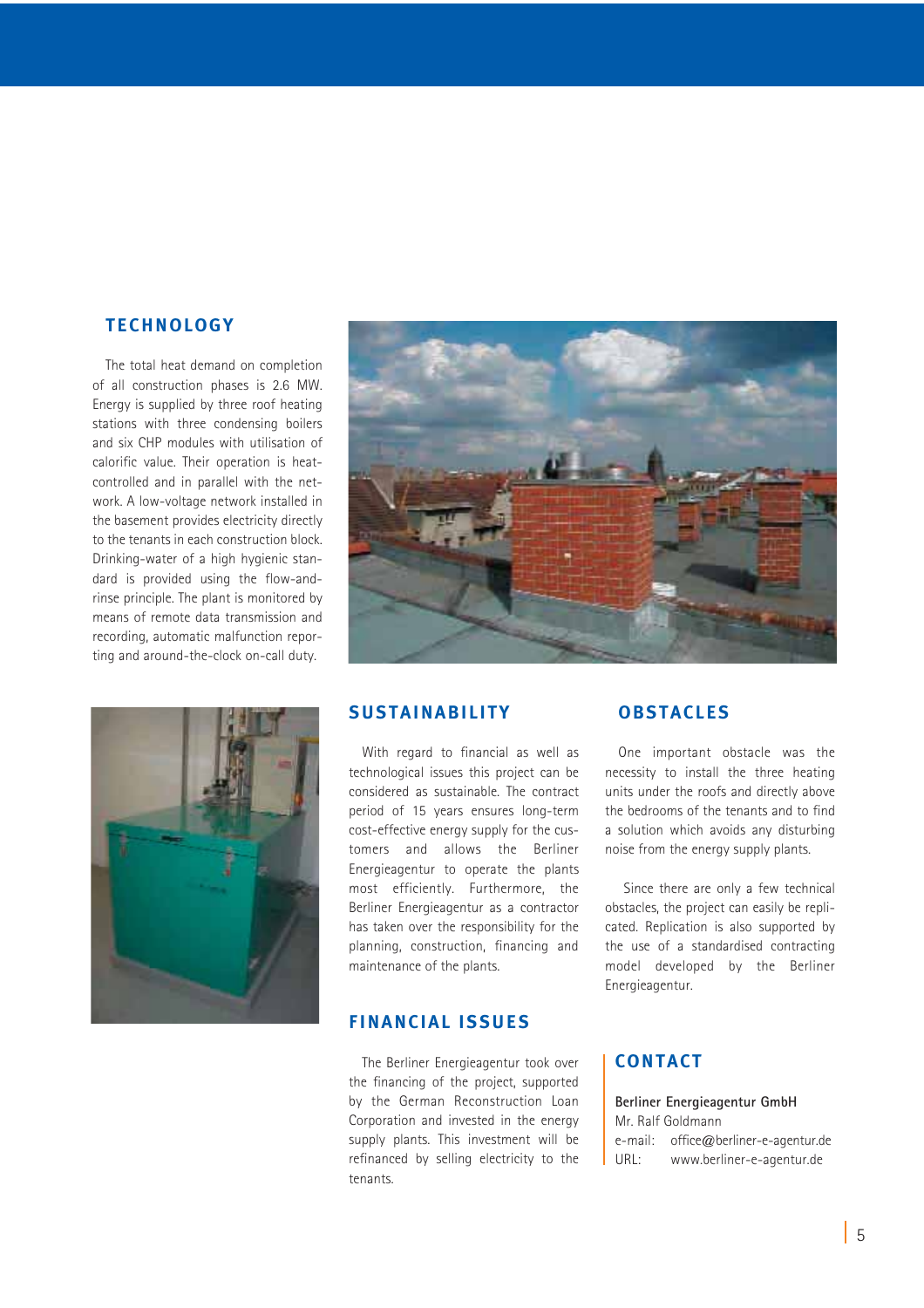## TECHNOLOGY

The total heat demand on completion of all construction phases is 2.6 MW. Energy is supplied by three roof heating stations with three condensing boilers and six CHP modules with utilisation of calorific value. Their operation is heat-controlled and in parallel with the network. A low-voltage network installed in the basement provides electricity directly to the tenants in each construction block. Drinking-water of a high hygienic standard is provided using the flow-and-rinse principle. The plant is monitored by means of remote data transmission and recording, automatic malfunction reporting and around-the-clock on-call duty.

## SUSTAINABILITY

With regard to financial as well as technological issues this project can be considered as sustainable. The contract period of 15 years ensures long-term cost-effective energy supply for the customers and allows the Berliner Energieagentur to operate the plants most efficiently. Furthermore, the Berliner Energieagentur as a contractor has taken over the responsibility for the planning, construction, financing and maintenance of the plants.

## FINANCIAL ISSUES

The Berliner Energieagentur took over the financing of the project, supported by the German Reconstruction Loan Corporation and invested in the energy supply plants. This investment will be refinanced by selling electricity to the tenants.

## OBSTACLES

One important obstacle was the necessity to install the three heating units under the roofs and directly above the bedrooms of the tenants and to find a solution which avoids any disturbing noise from the energy supply plants.

Since there are only a few technical obstacles, the project can easily be replicated. Replication is also supported by the use of a standardised contracting model developed by the Berliner Energieagentur.

## CONTACT

**Berliner Energieagentur GmbH**
Mr. Ralf Goldmann
e-mail: office@berliner-e-agentur.de
URL: www.berliner-e-agentur.de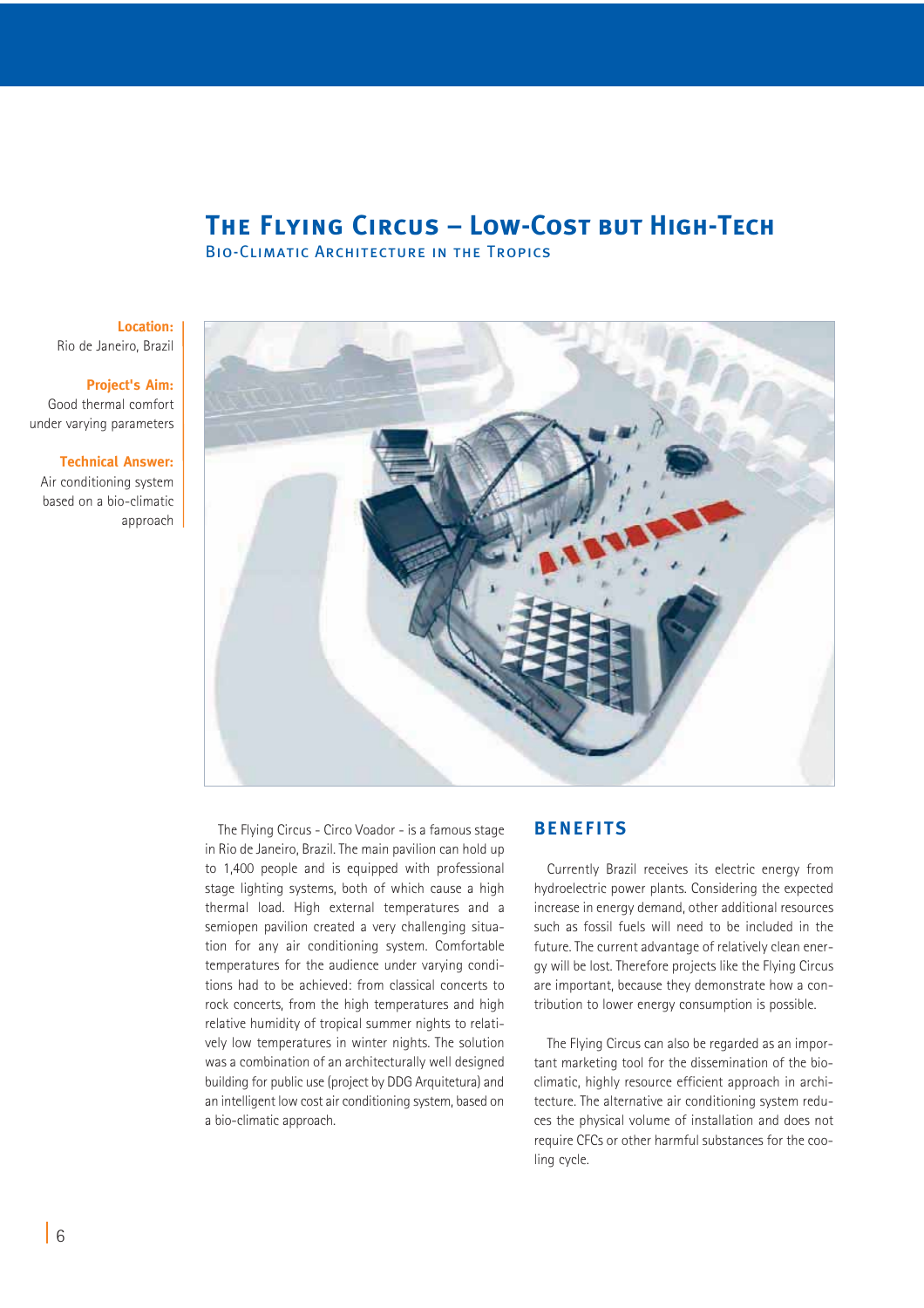# The Flying Circus – Low-Cost but High-Tech

## Bio-Climatic Architecture in the Tropics

**Location:**
Rio de Janeiro, Brazil

**Project's Aim:**
Good thermal comfort under varying parameters

**Technical Answer:**
Air conditioning system based on a bio-climatic approach

The Flying Circus - Circo Voador - is a famous stage in Rio de Janeiro, Brazil. The main pavilion can hold up to 1,400 people and is equipped with professional stage lighting systems, both of which cause a high thermal load. High external temperatures and a semiopen pavilion created a very challenging situation for any air conditioning system. Comfortable temperatures for the audience under varying conditions had to be achieved: from classical concerts to rock concerts, from the high temperatures and high relative humidity of tropical summer nights to relatively low temperatures in winter nights. The solution was a combination of an architecturally well designed building for public use (project by DDG Arquitetura) and an intelligent low cost air conditioning system, based on a bio-climatic approach.

## Benefits

Currently Brazil receives its electric energy from hydroelectric power plants. Considering the expected increase in energy demand, other additional resources such as fossil fuels will need to be included in the future. The current advantage of relatively clean energy will be lost. Therefore projects like the Flying Circus are important, because they demonstrate how a contribution to lower energy consumption is possible.

The Flying Circus can also be regarded as an important marketing tool for the dissemination of the bio-climatic, highly resource efficient approach in architecture. The alternative air conditioning system reduces the physical volume of installation and does not require CFCs or other harmful substances for the cooling cycle.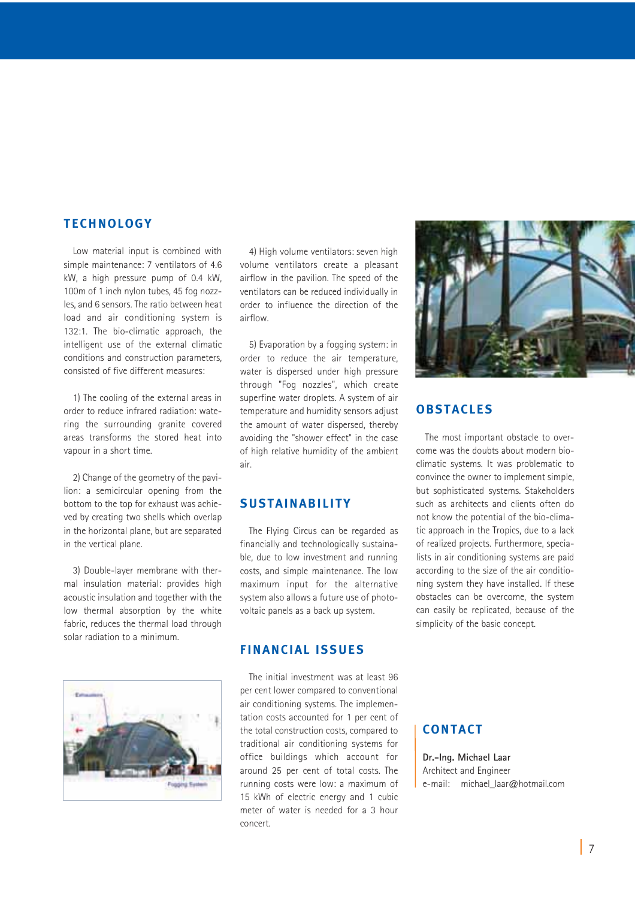## TECHNOLOGY

Low material input is combined with simple maintenance: 7 ventilators of 4.6 kW, a high pressure pump of 0.4 kW, 100m of 1 inch nylon tubes, 45 fog nozzles, and 6 sensors. The ratio between heat load and air conditioning system is 132:1. The bio-climatic approach, the intelligent use of the external climatic conditions and construction parameters, consisted of five different measures:

1) The cooling of the external areas in order to reduce infrared radiation: watering the surrounding granite covered areas transforms the stored heat into vapour in a short time.

2) Change of the geometry of the pavilion: a semicircular opening from the bottom to the top for exhaust was achieved by creating two shells which overlap in the horizontal plane, but are separated in the vertical plane.

3) Double-layer membrane with thermal insulation material: provides high acoustic insulation and together with the low thermal absorption by the white fabric, reduces the thermal load through solar radiation to a minimum.

4) High volume ventilators: seven high volume ventilators create a pleasant airflow in the pavilion. The speed of the ventilators can be reduced individually in order to influence the direction of the airflow.

5) Evaporation by a fogging system: in order to reduce the air temperature, water is dispersed under high pressure through "Fog nozzles", which create superfine water droplets. A system of air temperature and humidity sensors adjust the amount of water dispersed, thereby avoiding the "shower effect" in the case of high relative humidity of the ambient air.

## SUSTAINABILITY

The Flying Circus can be regarded as financially and technologically sustainable, due to low investment and running costs, and simple maintenance. The low maximum input for the alternative system also allows a future use of photovoltaic panels as a back up system.

## FINANCIAL ISSUES

The initial investment was at least 96 per cent lower compared to conventional air conditioning systems. The implementation costs accounted for 1 per cent of the total construction costs, compared to traditional air conditioning systems for office buildings which account for around 25 per cent of total costs. The running costs were low: a maximum of 15 kWh of electric energy and 1 cubic meter of water is needed for a 3 hour concert.

## OBSTACLES

The most important obstacle to overcome was the doubts about modern bioclimatic systems. It was problematic to convince the owner to implement simple, but sophisticated systems. Stakeholders such as architects and clients often do not know the potential of the bio-climatic approach in the Tropics, due to a lack of realized projects. Furthermore, specialists in air conditioning systems are paid according to the size of the air conditioning system they have installed. If these obstacles can be overcome, the system can easily be replicated, because of the simplicity of the basic concept.

## CONTACT

**Dr.-Ing. Michael Laar**
Architect and Engineer
e-mail: michael_laar@hotmail.com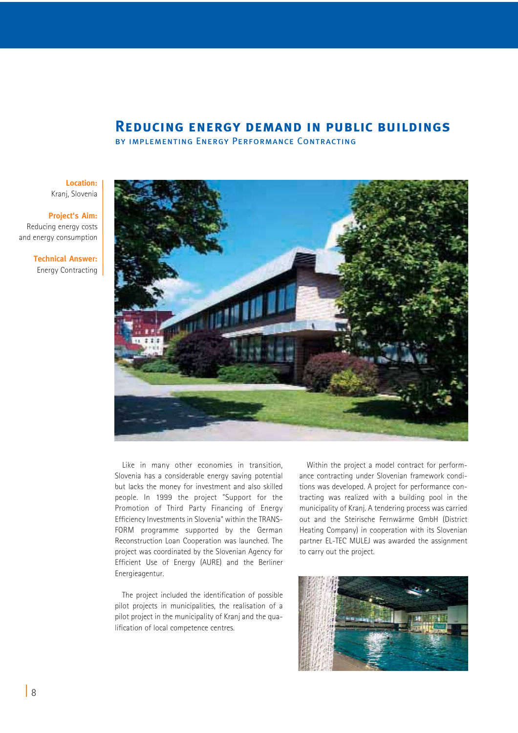# Reducing energy demand in public buildings

## by implementing Energy Performance Contracting

**Location:**
Kranj, Slovenia

**Project's Aim:**
Reducing energy costs and energy consumption

**Technical Answer:**
Energy Contracting

Like in many other economies in transition, Slovenia has a considerable energy saving potential but lacks the money for investment and also skilled people. In 1999 the project "Support for the Promotion of Third Party Financing of Energy Efficiency Investments in Slovenia" within the TRANSFORM programme supported by the German Reconstruction Loan Cooperation was launched. The project was coordinated by the Slovenian Agency for Efficient Use of Energy (AURE) and the Berliner Energieagentur.

The project included the identification of possible pilot projects in municipalities, the realisation of a pilot project in the municipality of Kranj and the qualification of local competence centres.

Within the project a model contract for performance contracting under Slovenian framework conditions was developed. A project for performance contracting was realized with a building pool in the municipality of Kranj. A tendering process was carried out and the Steirische Fernwärme GmbH (District Heating Company) in cooperation with its Slovenian partner EL-TEC MULEJ was awarded the assignment to carry out the project.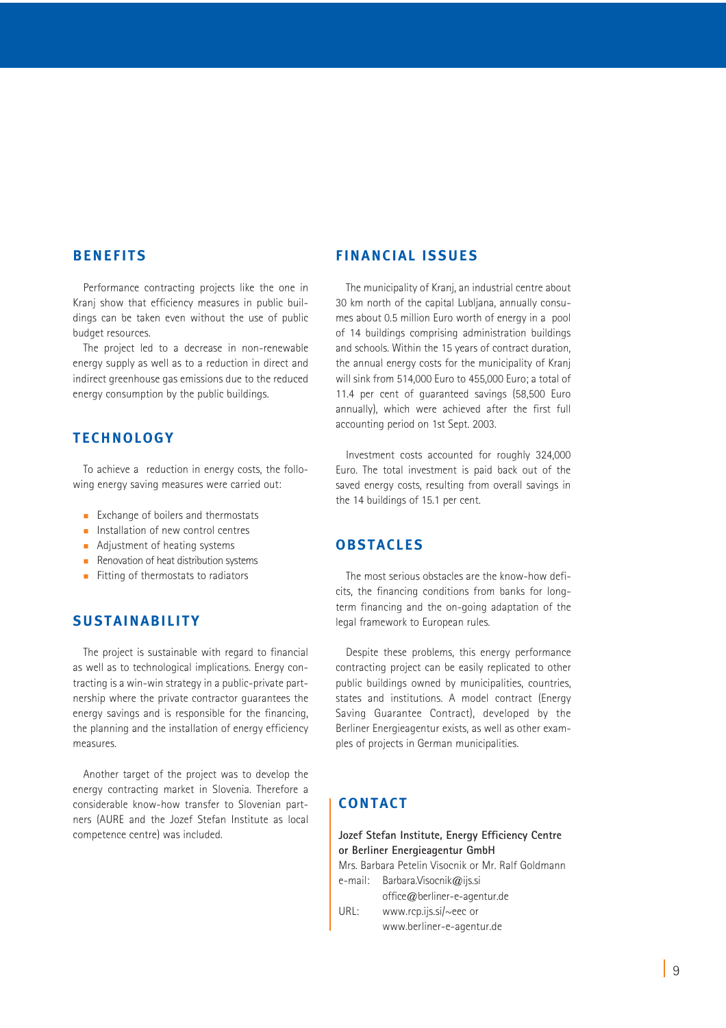## BENEFITS

Performance contracting projects like the one in Kranj show that efficiency measures in public buildings can be taken even without the use of public budget resources.

The project led to a decrease in non-renewable energy supply as well as to a reduction in direct and indirect greenhouse gas emissions due to the reduced energy consumption by the public buildings.

## TECHNOLOGY

To achieve a reduction in energy costs, the following energy saving measures were carried out:

- Exchange of boilers and thermostats
- Installation of new control centres
- Adjustment of heating systems
- Renovation of heat distribution systems
- Fitting of thermostats to radiators

## SUSTAINABILITY

The project is sustainable with regard to financial as well as to technological implications. Energy contracting is a win-win strategy in a public-private partnership where the private contractor guarantees the energy savings and is responsible for the financing, the planning and the installation of energy efficiency measures.

Another target of the project was to develop the energy contracting market in Slovenia. Therefore a considerable know-how transfer to Slovenian partners (AURE and the Jozef Stefan Institute as local competence centre) was included.

## FINANCIAL ISSUES

The municipality of Kranj, an industrial centre about 30 km north of the capital Lubljana, annually consumes about 0.5 million Euro worth of energy in a pool of 14 buildings comprising administration buildings and schools. Within the 15 years of contract duration, the annual energy costs for the municipality of Kranj will sink from 514,000 Euro to 455,000 Euro; a total of 11.4 per cent of guaranteed savings (58,500 Euro annually), which were achieved after the first full accounting period on 1st Sept. 2003.

Investment costs accounted for roughly 324,000 Euro. The total investment is paid back out of the saved energy costs, resulting from overall savings in the 14 buildings of 15.1 per cent.

## OBSTACLES

The most serious obstacles are the know-how deficits, the financing conditions from banks for long-term financing and the on-going adaptation of the legal framework to European rules.

Despite these problems, this energy performance contracting project can be easily replicated to other public buildings owned by municipalities, countries, states and institutions. A model contract (Energy Saving Guarantee Contract), developed by the Berliner Energieagentur exists, as well as other examples of projects in German municipalities.

## CONTACT

**Jozef Stefan Institute, Energy Efficiency Centre or Berliner Energieagentur GmbH**
Mrs. Barbara Petelin Visocnik or Mr. Ralf Goldmann
e-mail: Barbara.Visocnik@ijs.si
office@berliner-e-agentur.de
URL: www.rcp.ijs.si/~eec or
www.berliner-e-agentur.de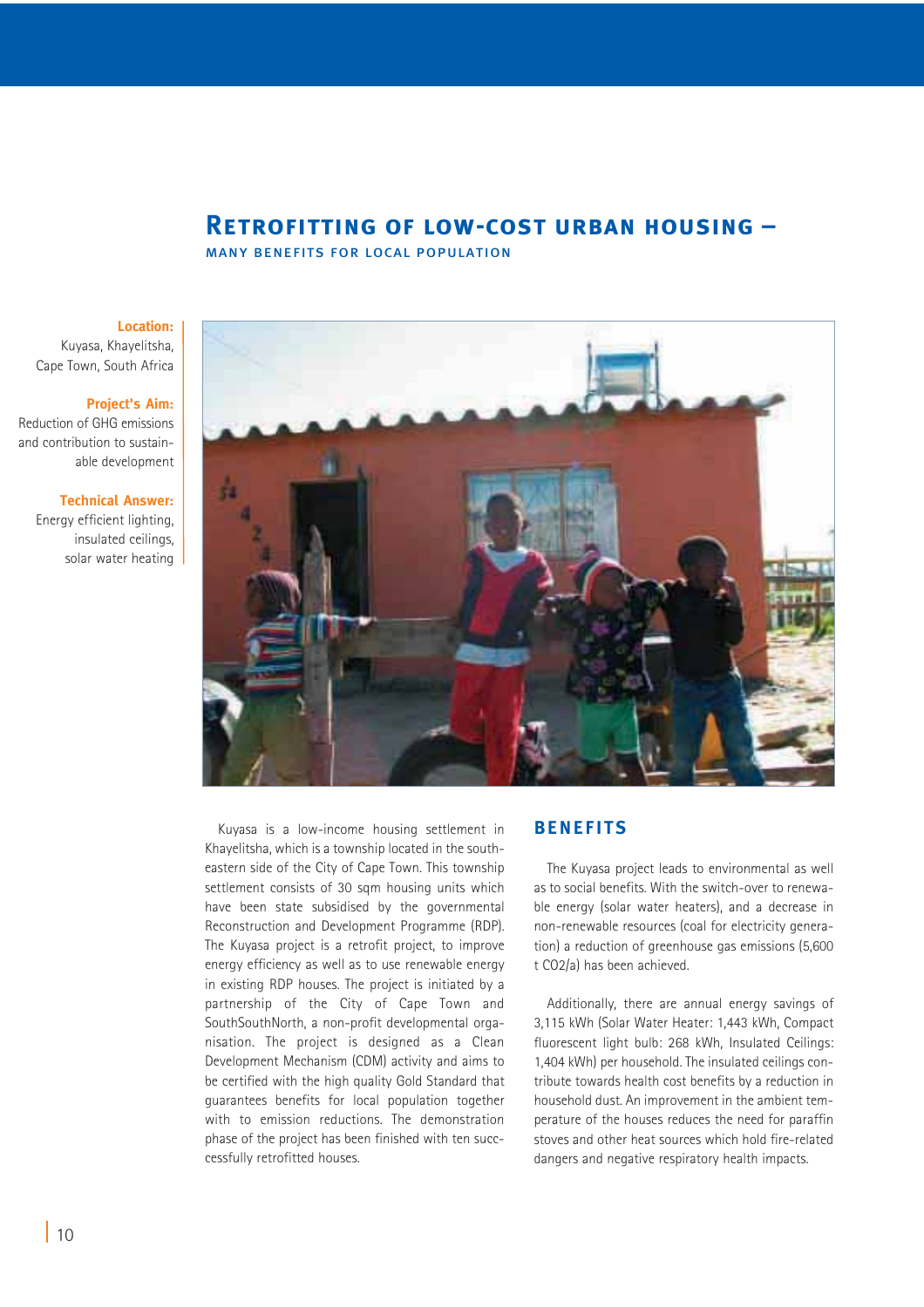# Retrofitting of low-cost urban housing –

## many benefits for local population

**Location:**
Kuyasa, Khayelitsha, Cape Town, South Africa

**Project's Aim:**
Reduction of GHG emissions and contribution to sustainable development

**Technical Answer:**
Energy efficient lighting, insulated ceilings, solar water heating

Kuyasa is a low-income housing settlement in Khayelitsha, which is a township located in the south-eastern side of the City of Cape Town. This township settlement consists of 30 sqm housing units which have been state subsidised by the governmental Reconstruction and Development Programme (RDP). The Kuyasa project is a retrofit project, to improve energy efficiency as well as to use renewable energy in existing RDP houses. The project is initiated by a partnership of the City of Cape Town and SouthSouthNorth, a non-profit developmental organisation. The project is designed as a Clean Development Mechanism (CDM) activity and aims to be certified with the high quality Gold Standard that guarantees benefits for local population together with to emission reductions. The demonstration phase of the project has been finished with ten successfully retrofitted houses.

## Benefits

The Kuyasa project leads to environmental as well as to social benefits. With the switch-over to renewable energy (solar water heaters), and a decrease in non-renewable resources (coal for electricity generation) a reduction of greenhouse gas emissions (5,600 t $CO_2$/a) has been achieved.

Additionally, there are annual energy savings of 3,115 kWh (Solar Water Heater: 1,443 kWh, Compact fluorescent light bulb: 268 kWh, Insulated Ceilings: 1,404 kWh) per household. The insulated ceilings contribute towards health cost benefits by a reduction in household dust. An improvement in the ambient temperature of the houses reduces the need for paraffin stoves and other heat sources which hold fire-related dangers and negative respiratory health impacts.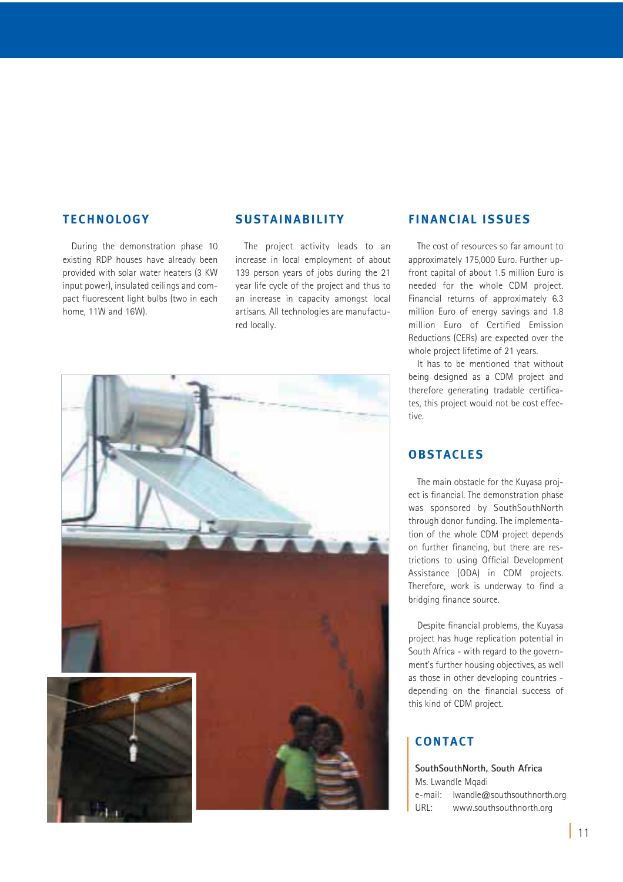## TECHNOLOGY

During the demonstration phase 10 existing RDP houses have already been provided with solar water heaters (3 KW input power), insulated ceilings and compact fluorescent light bulbs (two in each home, 11W and 16W).

## SUSTAINABILITY

The project activity leads to an increase in local employment of about 139 person years of jobs during the 21 year life cycle of the project and thus to an increase in capacity amongst local artisans. All technologies are manufactured locally.

## FINANCIAL ISSUES

The cost of resources so far amount to approximately 175,000 Euro. Further up-front capital of about 1.5 million Euro is needed for the whole CDM project. Financial returns of approximately 6.3 million Euro of energy savings and 1.8 million Euro of Certified Emission Reductions (CERs) are expected over the whole project lifetime of 21 years.

It has to be mentioned that without being designed as a CDM project and therefore generating tradable certificates, this project would not be cost effective.

## OBSTACLES

The main obstacle for the Kuyasa project is financial. The demonstration phase was sponsored by SouthSouthNorth through donor funding. The implementation of the whole CDM project depends on further financing, but there are restrictions to using Official Development Assistance (ODA) in CDM projects. Therefore, work is underway to find a bridging finance source.

Despite financial problems, the Kuyasa project has huge replication potential in South Africa - with regard to the government's further housing objectives, as well as those in other developing countries - depending on the financial success of this kind of CDM project.

## CONTACT

**SouthSouthNorth, South Africa**
Ms. Lwandle Mqadi
e-mail: lwandle@southsouthnorth.org
URL: www.southsouthnorth.org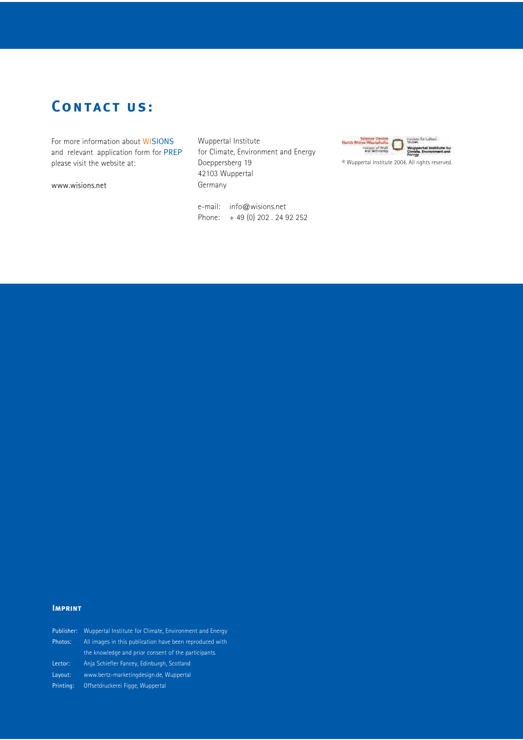## Contact us:

For more information about WISIONS and relevant application form for PREP please visit the website at:

www.wisions.net

Wuppertal Institute
for Climate, Environment and Energy
Doeppersberg 19
42103 Wuppertal
Germany

e-mail: info@wisions.net
Phone: + 49 (0) 202 . 24 92 252

© Wuppertal Institute 2004. All rights reserved.

### Imprint

| | |
|---|---|
| Publisher: | Wuppertal Institute for Climate, Environment and Energy |
| Photos: | All images in this publication have been reproduced with the knowledge and prior consent of the participants. |
| Lector: | Anja Schiefler Fancey, Edinburgh, Scotland |
| Layout: | www.bertz-marketingdesign.de, Wuppertal |
| Printing: | Offsetdruckerei Figge, Wuppertal |